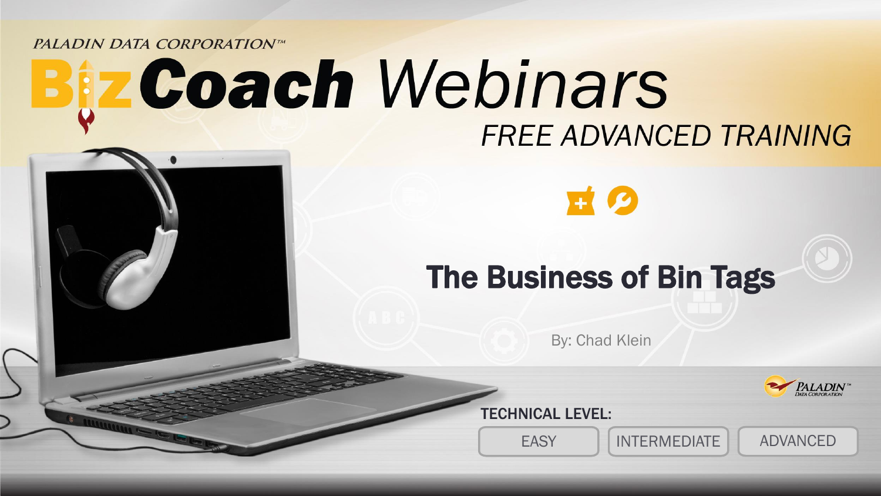PALADIN DATA CORPORATION™

# BizCoach Webinars

*FREE ADVANCED TRAINING*

## The Business of Bin Tags

By: Chad Klein

PALADIN™ DATA CORPORATION

**TECHNICAL LEVEL:**

EASY | INTERMEDIATE | ADVANCED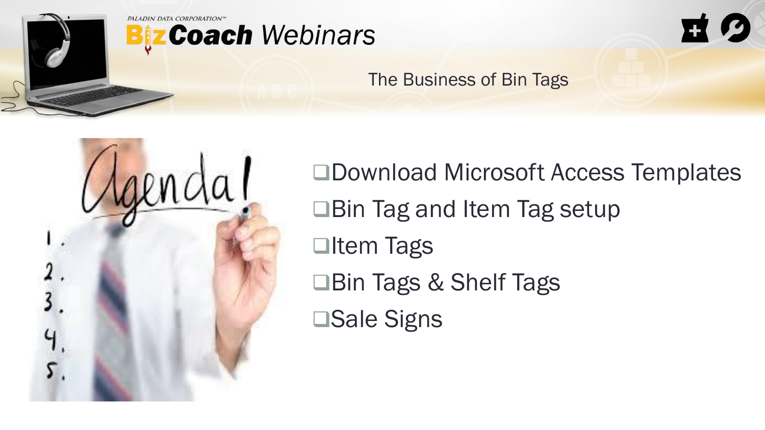# The Business of Bin Tags

- Download Microsoft Access Templates
- Bin Tag and Item Tag setup
- Item Tags
- Bin Tags & Shelf Tags
- Sale Signs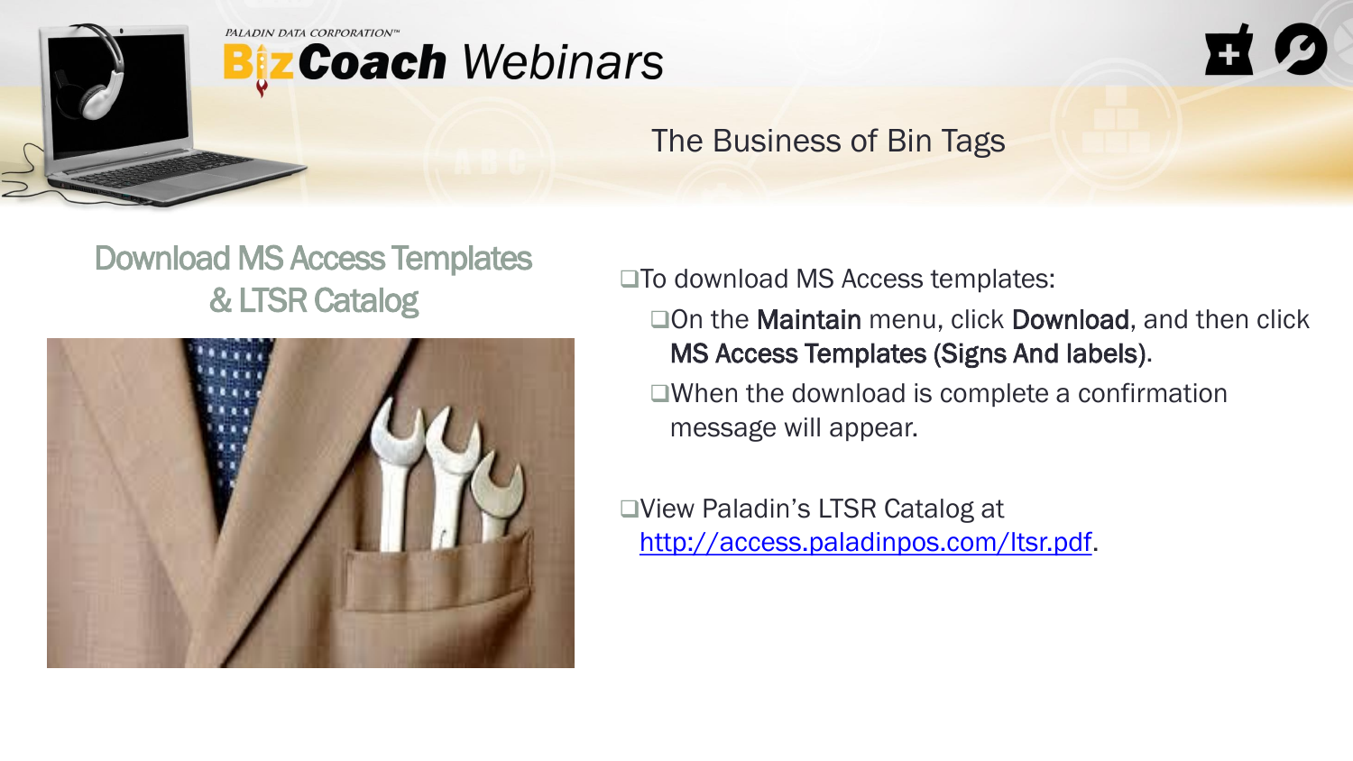## Download MS Access Templates & LTSR Catalog

- To download MS Access templates:
  - On the **Maintain** menu, click **Download**, and then click **MS Access Templates (Signs And labels)**.
  - When the download is complete a confirmation message will appear.

- View Paladin's LTSR Catalog at http://access.paladinpos.com/ltsr.pdf.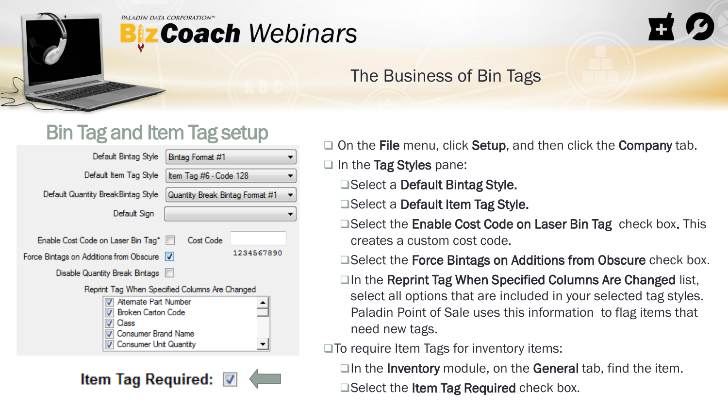# The Business of Bin Tags

## Bin Tag and Item Tag setup

Default Bintag Style: Bintag Format #1

Default Item Tag Style: Item Tag #6 - Code 128

Default Quantity BreakBintag Style: Quantity Break Bintag Format #1

Default Sign

Enable Cost Code on Laser Bin Tag* ☐ Cost Code 1234567890

Force Bintags on Additions from Obscure ☑

Disable Quantity Break Bintags ☐

Reprint Tag When Specified Columns Are Changed

- ☑ Alternate Part Number
- ☑ Broken Carton Code
- ☑ Class
- ☑ Consumer Brand Name
- ☑ Consumer Unit Quantity

Item Tag Required: ☑

- On the **File** menu, click **Setup**, and then click the **Company** tab.
- In the **Tag Styles** pane:
  - Select a **Default Bintag Style.**
  - Select a **Default Item Tag Style.**
  - Select the **Enable Cost Code on Laser Bin Tag** check box**.** This creates a custom cost code.
  - Select the **Force Bintags on Additions from Obscure** check box.
  - In the **Reprint Tag When Specified Columns Are Changed** list, select all options that are included in your selected tag styles. Paladin Point of Sale uses this information to flag items that need new tags.
- To require Item Tags for inventory items:
  - In the **Inventory** module, on the **General** tab, find the item.
  - Select the **Item Tag Required** check box.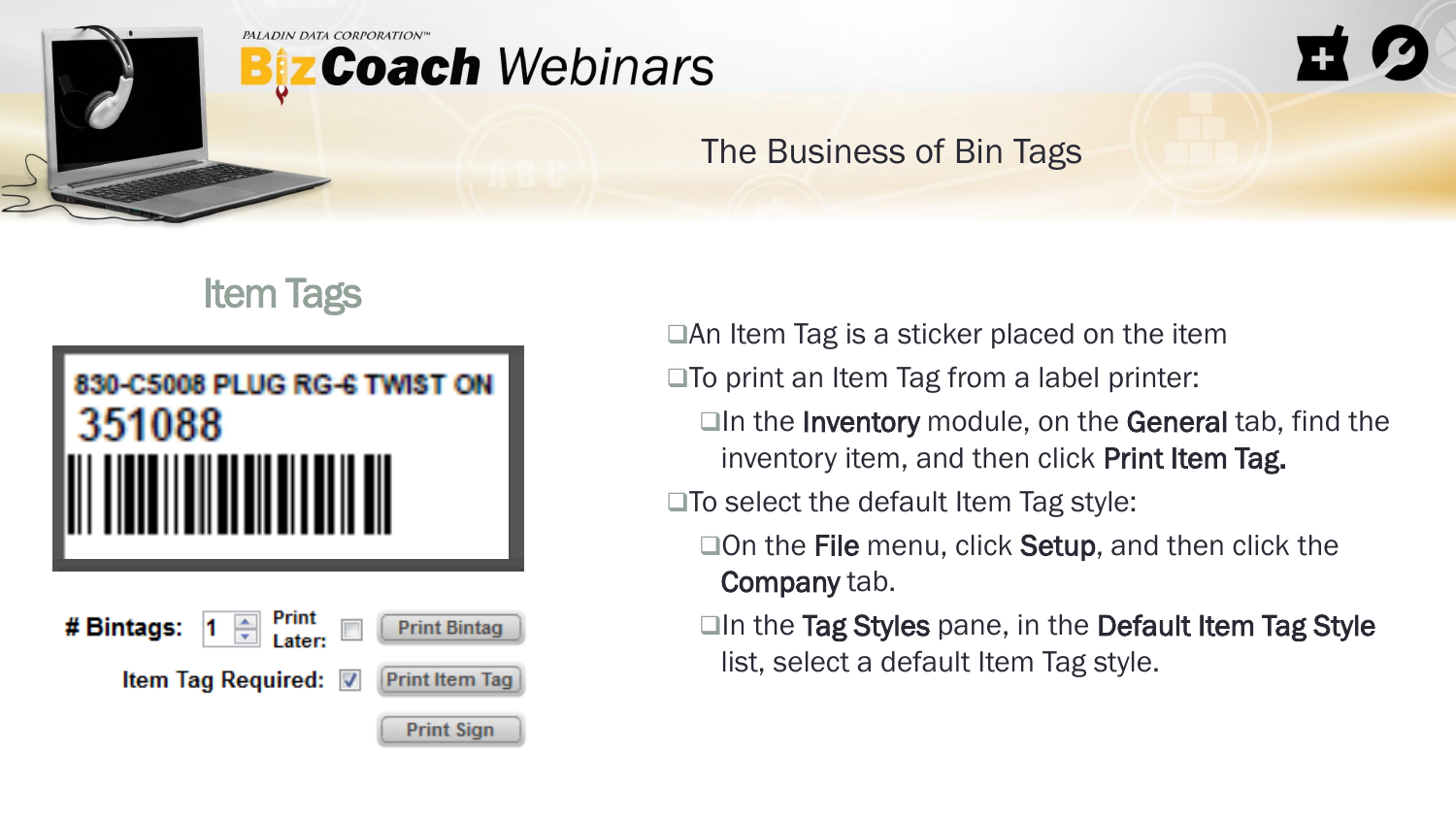# The Business of Bin Tags

## Item Tags

830-C5008 PLUG RG-6 TWIST ON
351088

# Bintags: 1 Print Later: Print Bintag
Item Tag Required: Print Item Tag
Print Sign

- An Item Tag is a sticker placed on the item
- To print an Item Tag from a label printer:
  - In the **Inventory** module, on the **General** tab, find the inventory item, and then click **Print Item Tag.**
- To select the default Item Tag style:
  - On the **File** menu, click **Setup**, and then click the **Company** tab.
  - In the **Tag Styles** pane, in the **Default Item Tag Style** list, select a default Item Tag style.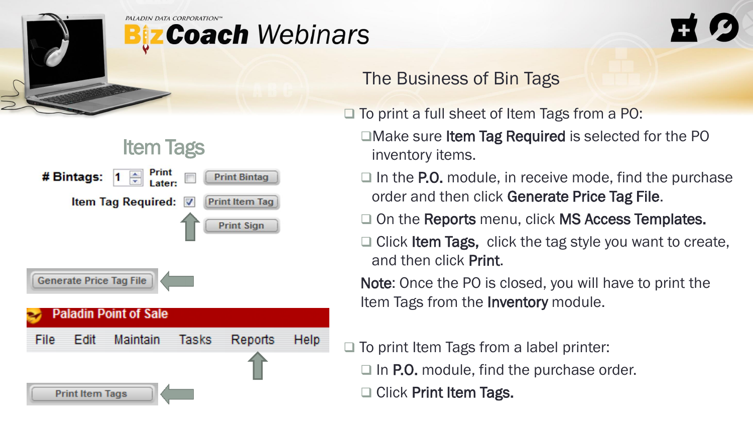# The Business of Bin Tags

## Item Tags

- To print a full sheet of Item Tags from a PO:
  - Make sure **Item Tag Required** is selected for the PO inventory items.
  - In the **P.O.** module, in receive mode, find the purchase order and then click **Generate Price Tag File**.
  - On the **Reports** menu, click **MS Access Templates.**
  - Click **Item Tags,** click the tag style you want to create, and then click **Print**.

**Note**: Once the PO is closed, you will have to print the Item Tags from the **Inventory** module.

- To print Item Tags from a label printer:
  - In **P.O.** module, find the purchase order.
  - Click **Print Item Tags.**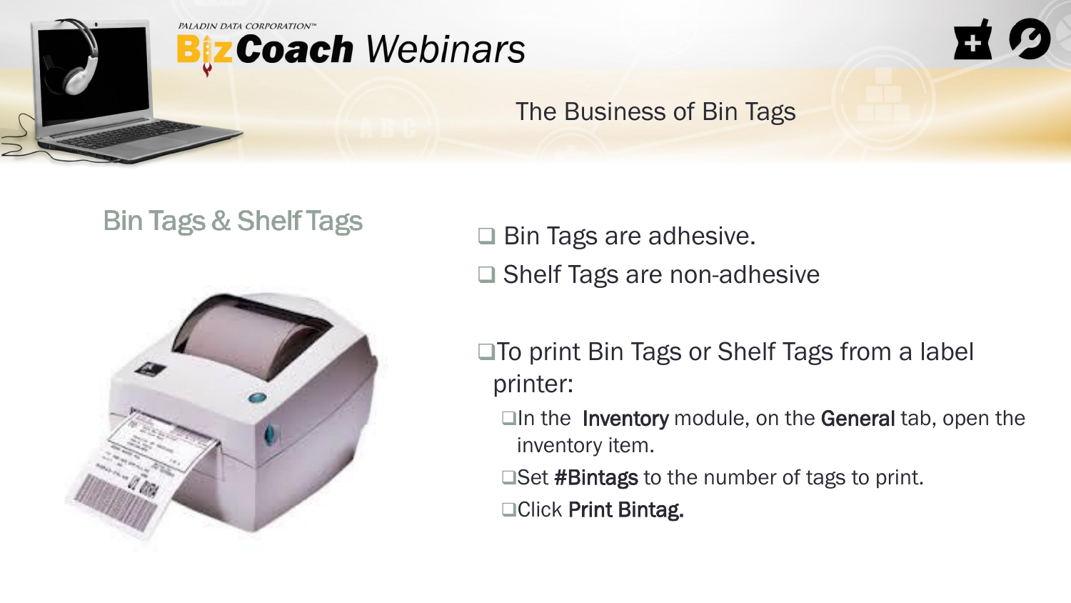# The Business of Bin Tags

## Bin Tags & Shelf Tags

- Bin Tags are adhesive.
- Shelf Tags are non-adhesive

- To print Bin Tags or Shelf Tags from a label printer:
  - In the **Inventory** module, on the **General** tab, open the inventory item.
  - Set **#Bintags** to the number of tags to print.
  - Click **Print Bintag.**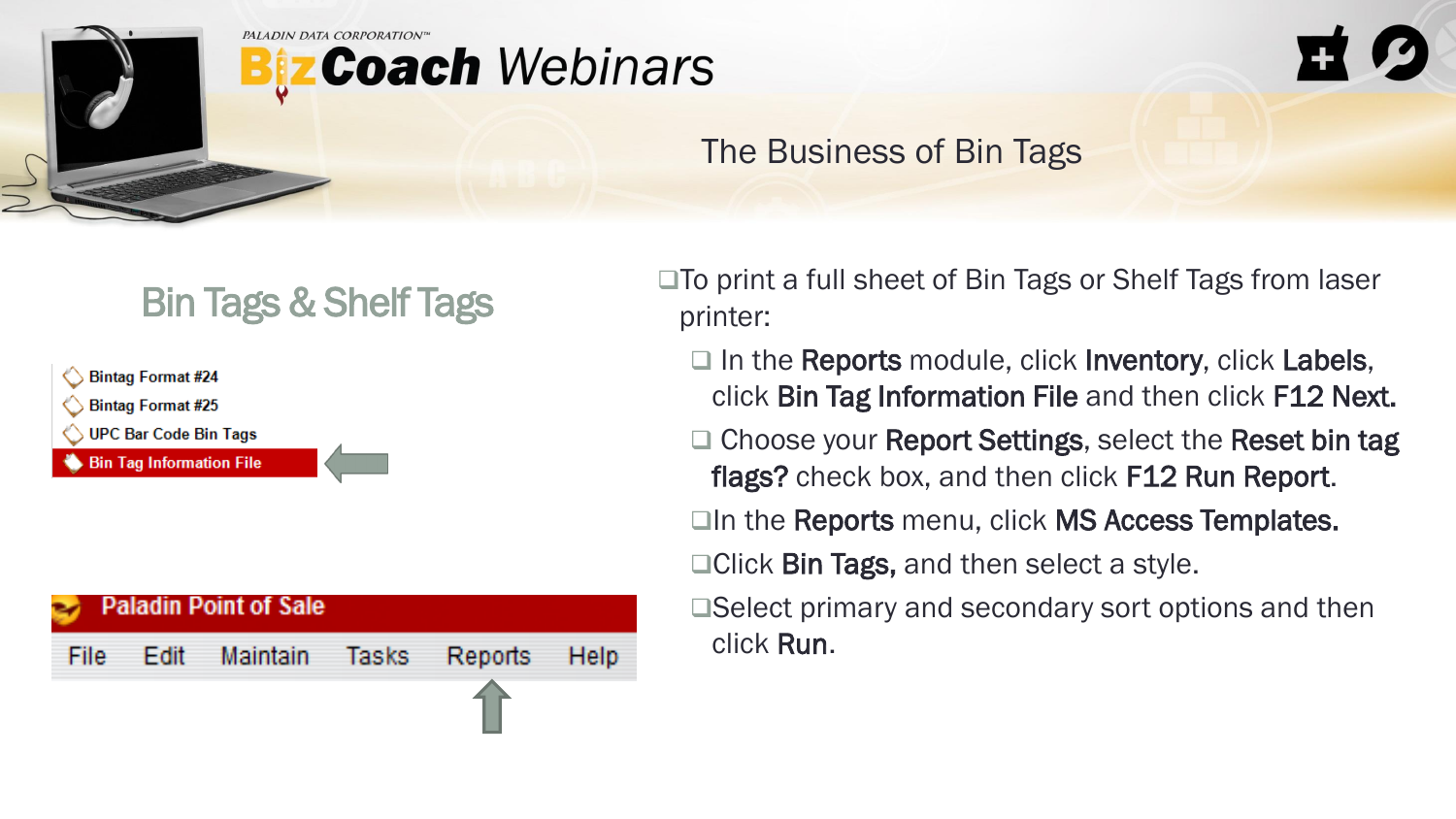# The Business of Bin Tags

## Bin Tags & Shelf Tags

- Bintag Format #24
- Bintag Format #25
- UPC Bar Code Bin Tags
- Bin Tag Information File

Paladin Point of Sale

File Edit Maintain Tasks Reports Help

- To print a full sheet of Bin Tags or Shelf Tags from laser printer:
  - In the **Reports** module, click **Inventory**, click **Labels**, click **Bin Tag Information File** and then click **F12 Next.**
  - Choose your **Report Settings**, select the **Reset bin tag flags?** check box, and then click **F12 Run Report**.
  - In the **Reports** menu, click **MS Access Templates.**
  - Click **Bin Tags,** and then select a style.
  - Select primary and secondary sort options and then click **Run**.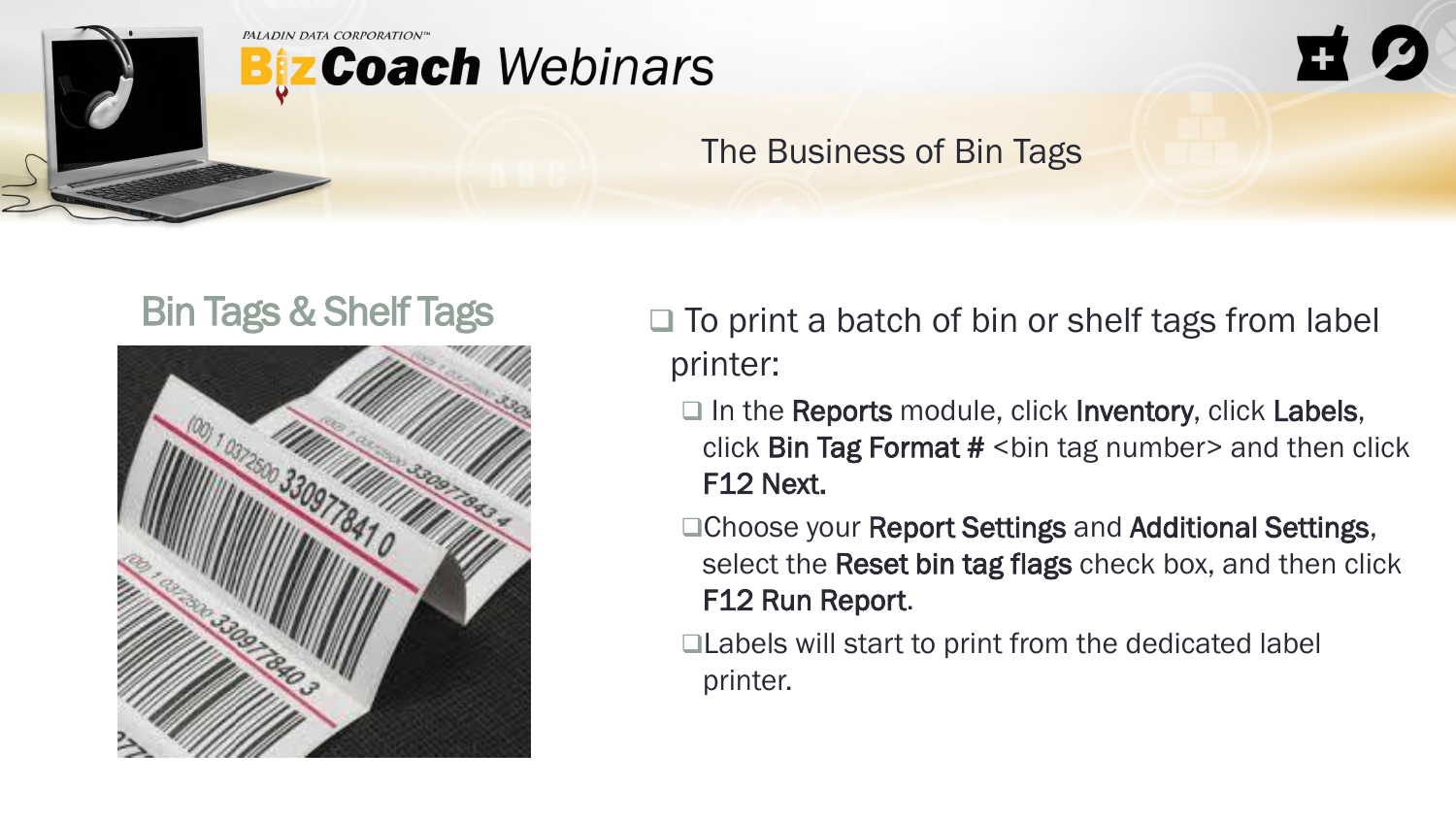# The Business of Bin Tags

## Bin Tags & Shelf Tags

- To print a batch of bin or shelf tags from label printer:
  - In the **Reports** module, click **Inventory**, click **Labels**, click **Bin Tag Format #** <bin tag number> and then click **F12 Next.**
  - Choose your **Report Settings** and **Additional Settings**, select the **Reset bin tag flags** check box, and then click **F12 Run Report**.
  - Labels will start to print from the dedicated label printer.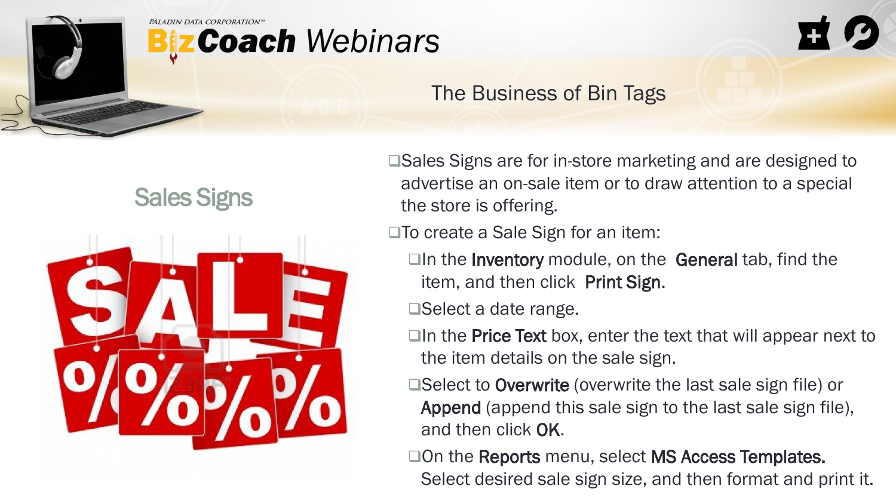## The Business of Bin Tags

### Sales Signs

- Sales Signs are for in-store marketing and are designed to advertise an on-sale item or to draw attention to a special the store is offering.
- To create a Sale Sign for an item:
  - In the **Inventory** module, on the **General** tab, find the item, and then click **Print Sign**.
  - Select a date range.
  - In the **Price Text** box, enter the text that will appear next to the item details on the sale sign.
  - Select to **Overwrite** (overwrite the last sale sign file) or **Append** (append this sale sign to the last sale sign file), and then click **OK**.
  - On the **Reports** menu, select **MS Access Templates.** Select desired sale sign size, and then format and print it.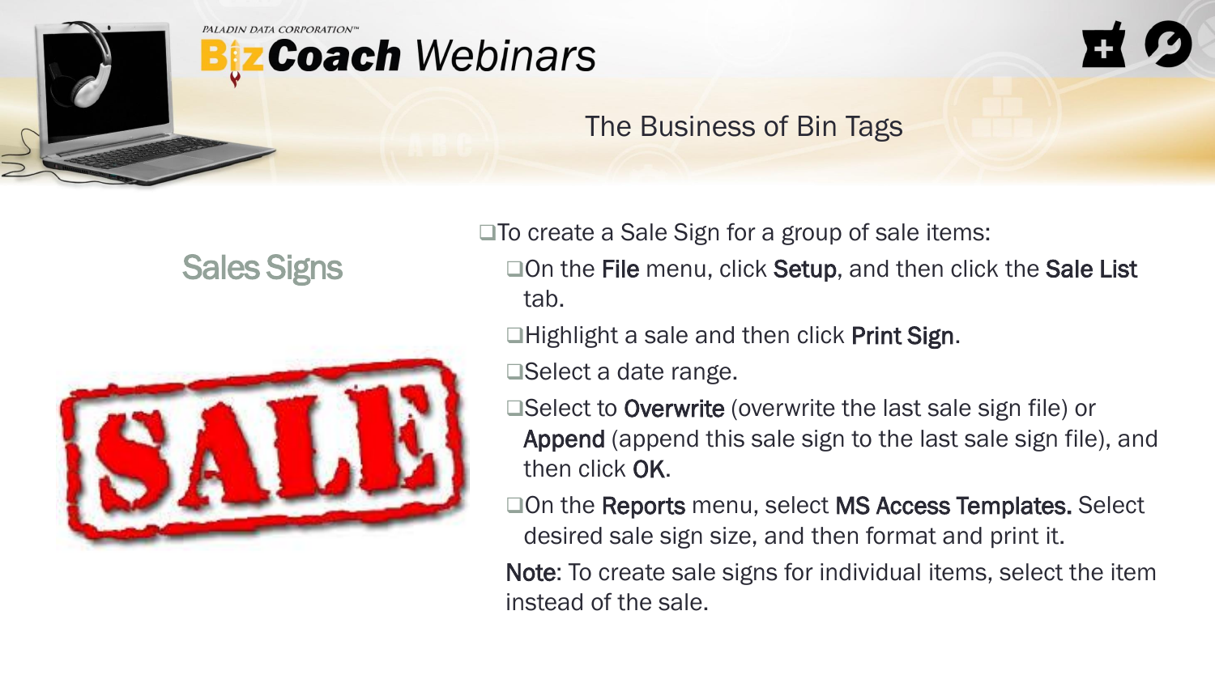## The Business of Bin Tags

### Sales Signs

- To create a Sale Sign for a group of sale items:
  - On the **File** menu, click **Setup**, and then click the **Sale List** tab.
  - Highlight a sale and then click **Print Sign**.
  - Select a date range.
  - Select to **Overwrite** (overwrite the last sale sign file) or **Append** (append this sale sign to the last sale sign file), and then click **OK**.
  - On the **Reports** menu, select **MS Access Templates.** Select desired sale sign size, and then format and print it.

  **Note**: To create sale signs for individual items, select the item instead of the sale.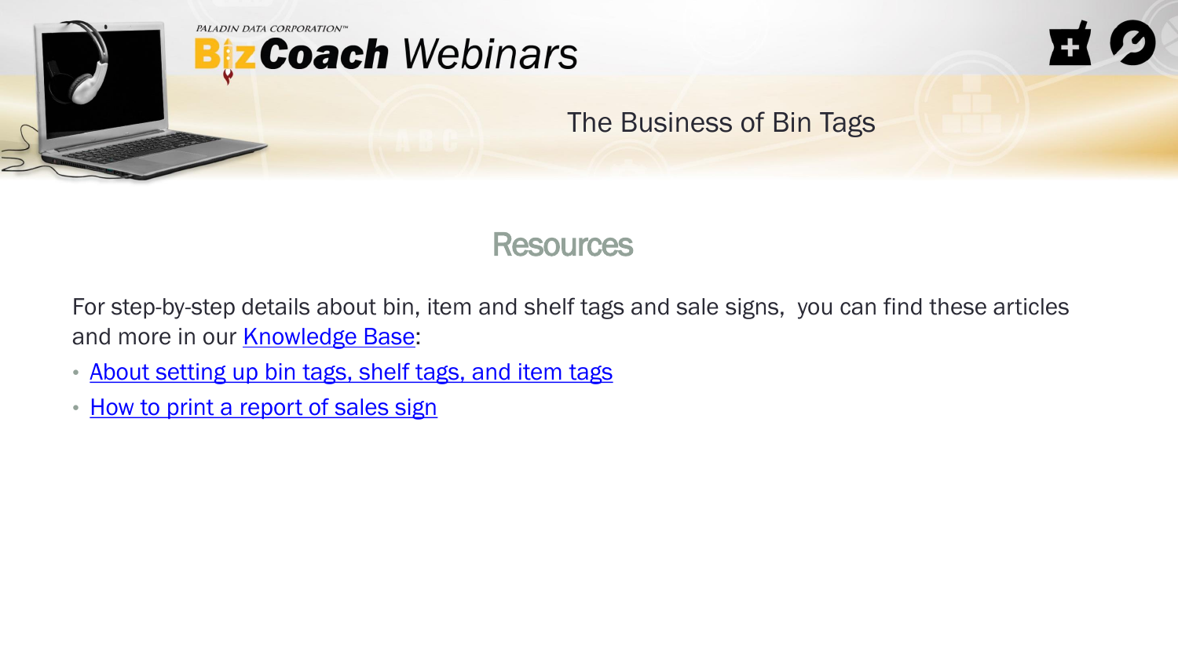## Resources

For step-by-step details about bin, item and shelf tags and sale signs, you can find these articles and more in our Knowledge Base:

- About setting up bin tags, shelf tags, and item tags
- How to print a report of sales sign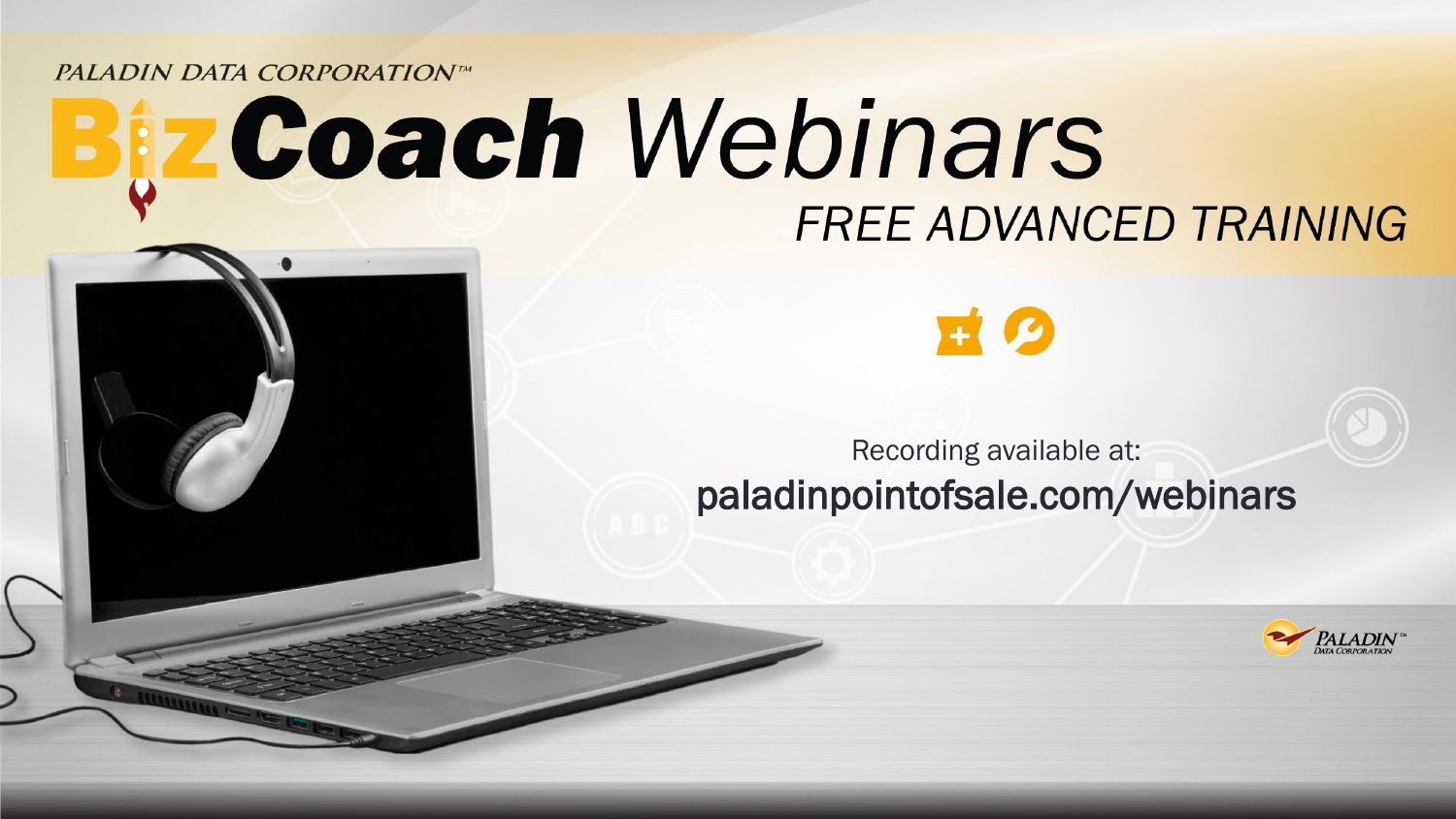PALADIN DATA CORPORATION™

# BizCoach Webinars

## FREE ADVANCED TRAINING

Recording available at:

paladinpointofsale.com/webinars

PALADIN™ DATA CORPORATION